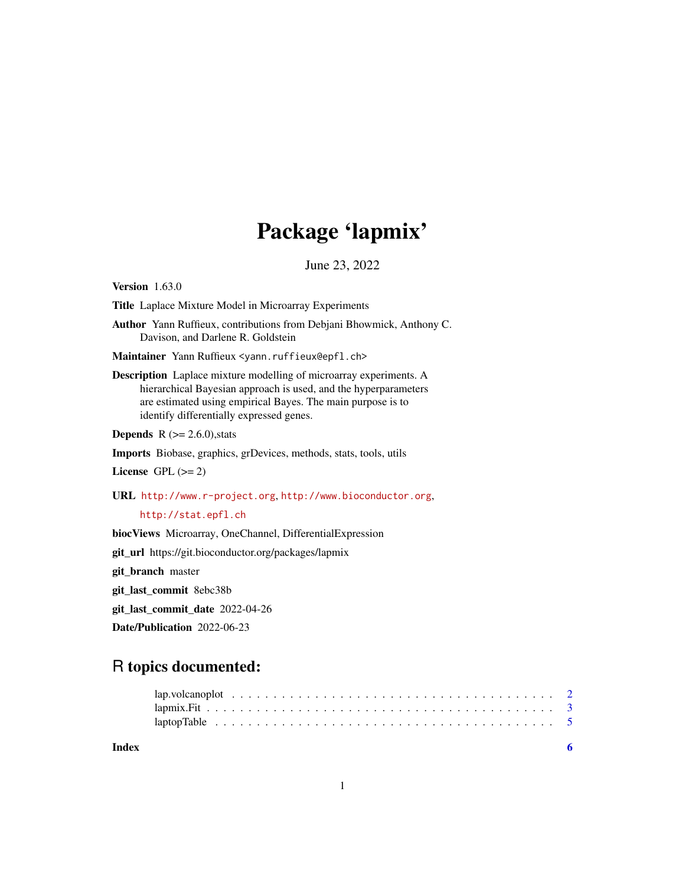# Package 'lapmix'

June 23, 2022

**Version** 1.63.0

**Title** Laplace Mixture Model in Microarray Experiments

**Author** Yann Ruffieux, contributions from Debjani Bhowmick, Anthony C. Davison, and Darlene R. Goldstein

**Maintainer** Yann Ruffieux <yann.ruffieux@epfl.ch>

**Description** Laplace mixture modelling of microarray experiments. A hierarchical Bayesian approach is used, and the hyperparameters are estimated using empirical Bayes. The main purpose is to identify differentially expressed genes.

**Depends** R (>= 2.6.0),stats

**Imports** Biobase, graphics, grDevices, methods, stats, tools, utils

**License** GPL (>= 2)

**URL** http://www.r-project.org, http://www.bioconductor.org, http://stat.epfl.ch

**biocViews** Microarray, OneChannel, DifferentialExpression

**git_url** https://git.bioconductor.org/packages/lapmix

**git_branch** master

**git_last_commit** 8ebc38b

**git_last_commit_date** 2022-04-26

**Date/Publication** 2022-06-23

## R topics documented:

- lap.volcanoplot . . . . . . . . . . . . . . . . . . . . . . . . . . . . . . . . . . . . . . . 2
- lapmix.Fit . . . . . . . . . . . . . . . . . . . . . . . . . . . . . . . . . . . . . . . . . 3
- laptopTable . . . . . . . . . . . . . . . . . . . . . . . . . . . . . . . . . . . . . . . . 5

**Index** 6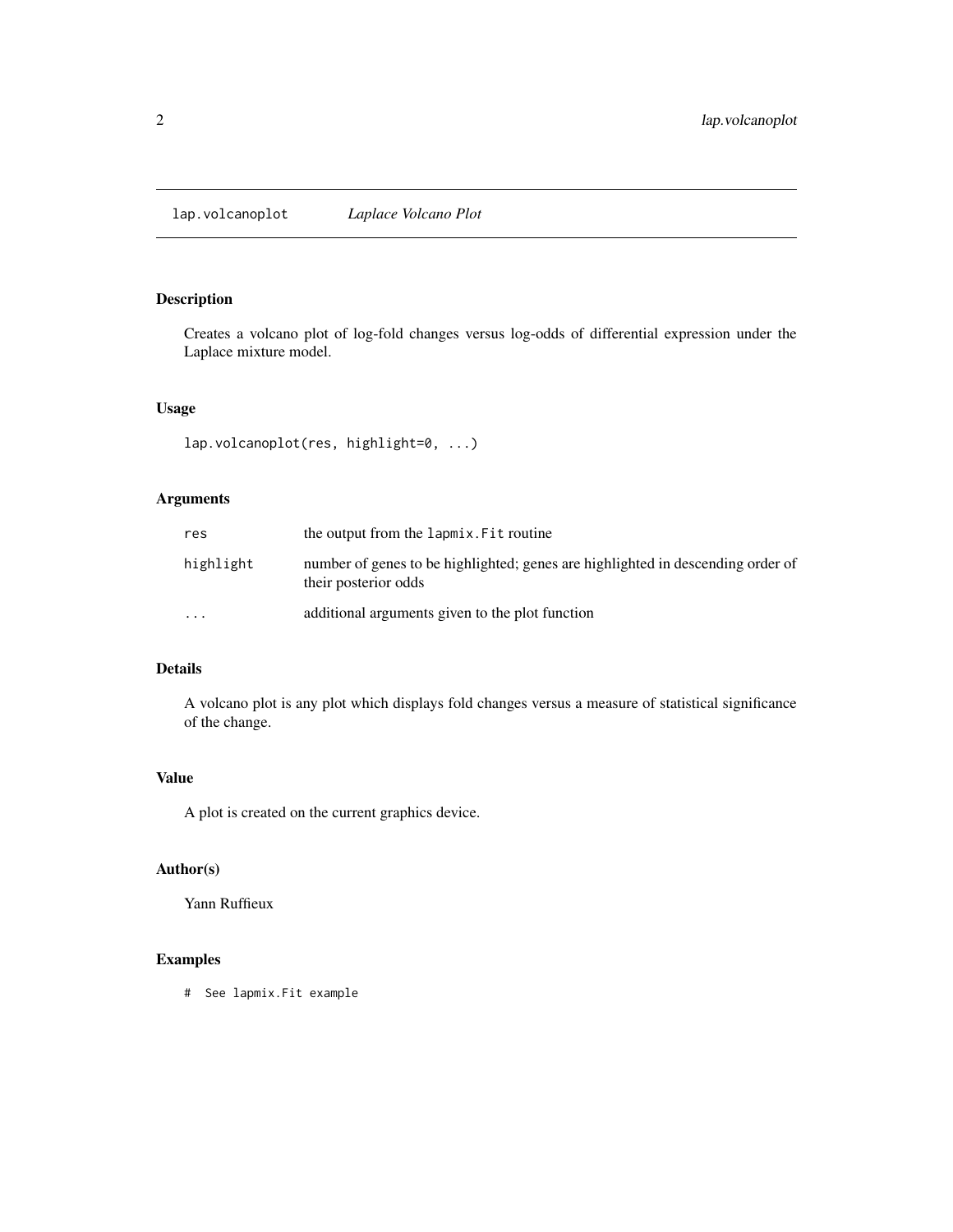# lap.volcanoplot *Laplace Volcano Plot*

## Description

Creates a volcano plot of log-fold changes versus log-odds of differential expression under the Laplace mixture model.

## Usage

```
lap.volcanoplot(res, highlight=0, ...)
```

## Arguments

| | |
|---|---|
| `res` | the output from the `lapmix.Fit` routine |
| `highlight` | number of genes to be highlighted; genes are highlighted in descending order of their posterior odds |
| `...` | additional arguments given to the plot function |

## Details

A volcano plot is any plot which displays fold changes versus a measure of statistical significance of the change.

## Value

A plot is created on the current graphics device.

## Author(s)

Yann Ruffieux

## Examples

```
#  See lapmix.Fit example
```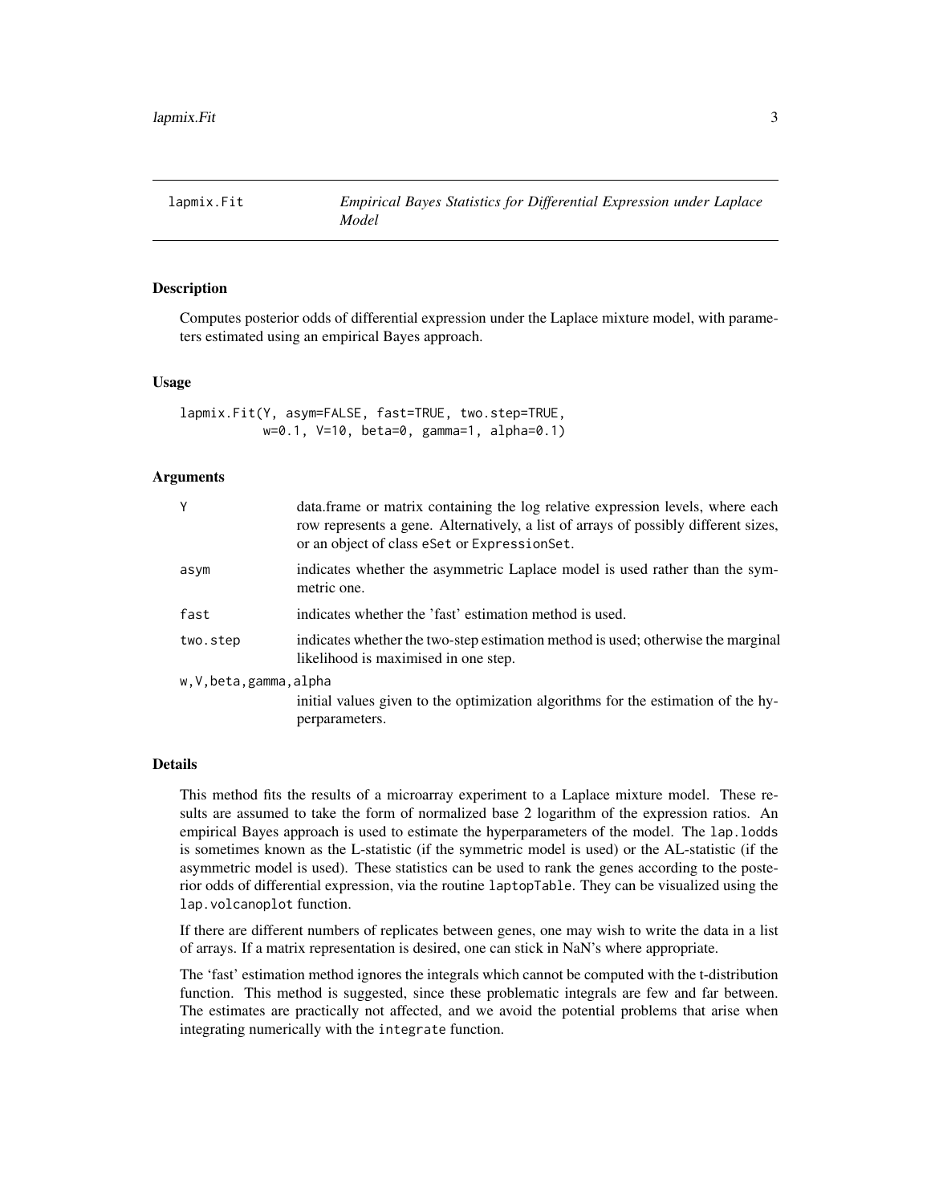# lapmix.Fit — *Empirical Bayes Statistics for Differential Expression under Laplace Model*

## Description

Computes posterior odds of differential expression under the Laplace mixture model, with parameters estimated using an empirical Bayes approach.

## Usage

```
lapmix.Fit(Y, asym=FALSE, fast=TRUE, two.step=TRUE,
           w=0.1, V=10, beta=0, gamma=1, alpha=0.1)
```

## Arguments

| Argument | Description |
| --- | --- |
| `Y` | data.frame or matrix containing the log relative expression levels, where each row represents a gene. Alternatively, a list of arrays of possibly different sizes, or an object of class `eSet` or `ExpressionSet`. |
| `asym` | indicates whether the asymmetric Laplace model is used rather than the symmetric one. |
| `fast` | indicates whether the 'fast' estimation method is used. |
| `two.step` | indicates whether the two-step estimation method is used; otherwise the marginal likelihood is maximised in one step. |
| `w,V,beta,gamma,alpha` | initial values given to the optimization algorithms for the estimation of the hyperparameters. |

## Details

This method fits the results of a microarray experiment to a Laplace mixture model. These results are assumed to take the form of normalized base 2 logarithm of the expression ratios. An empirical Bayes approach is used to estimate the hyperparameters of the model. The `lap.lodds` is sometimes known as the L-statistic (if the symmetric model is used) or the AL-statistic (if the asymmetric model is used). These statistics can be used to rank the genes according to the posterior odds of differential expression, via the routine `laptopTable`. They can be visualized using the `lap.volcanoplot` function.

If there are different numbers of replicates between genes, one may wish to write the data in a list of arrays. If a matrix representation is desired, one can stick in NaN's where appropriate.

The 'fast' estimation method ignores the integrals which cannot be computed with the t-distribution function. This method is suggested, since these problematic integrals are few and far between. The estimates are practically not affected, and we avoid the potential problems that arise when integrating numerically with the `integrate` function.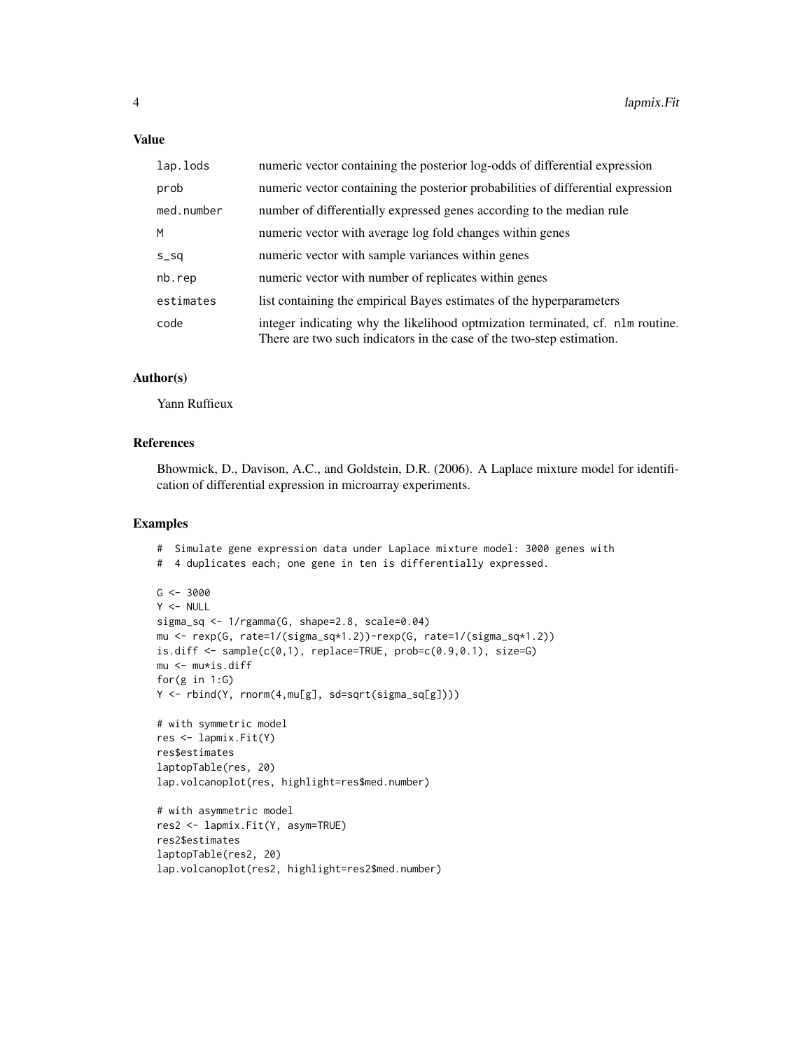## Value

| | |
|---|---|
| lap.lods | numeric vector containing the posterior log-odds of differential expression |
| prob | numeric vector containing the posterior probabilities of differential expression |
| med.number | number of differentially expressed genes according to the median rule |
| M | numeric vector with average log fold changes within genes |
| s_sq | numeric vector with sample variances within genes |
| nb.rep | numeric vector with number of replicates within genes |
| estimates | list containing the empirical Bayes estimates of the hyperparameters |
| code | integer indicating why the likelihood optmization terminated, cf. `nlm` routine. There are two such indicators in the case of the two-step estimation. |

## Author(s)

Yann Ruffieux

## References

Bhowmick, D., Davison, A.C., and Goldstein, D.R. (2006). A Laplace mixture model for identification of differential expression in microarray experiments.

## Examples

```
#  Simulate gene expression data under Laplace mixture model: 3000 genes with
#  4 duplicates each; one gene in ten is differentially expressed.

G <- 3000
Y <- NULL
sigma_sq <- 1/rgamma(G, shape=2.8, scale=0.04)
mu <- rexp(G, rate=1/(sigma_sq*1.2))-rexp(G, rate=1/(sigma_sq*1.2))
is.diff <- sample(c(0,1), replace=TRUE, prob=c(0.9,0.1), size=G)
mu <- mu*is.diff
for(g in 1:G)
Y <- rbind(Y, rnorm(4,mu[g], sd=sqrt(sigma_sq[g])))

# with symmetric model
res <- lapmix.Fit(Y)
res$estimates
laptopTable(res, 20)
lap.volcanoplot(res, highlight=res$med.number)

# with asymmetric model
res2 <- lapmix.Fit(Y, asym=TRUE)
res2$estimates
laptopTable(res2, 20)
lap.volcanoplot(res2, highlight=res2$med.number)
```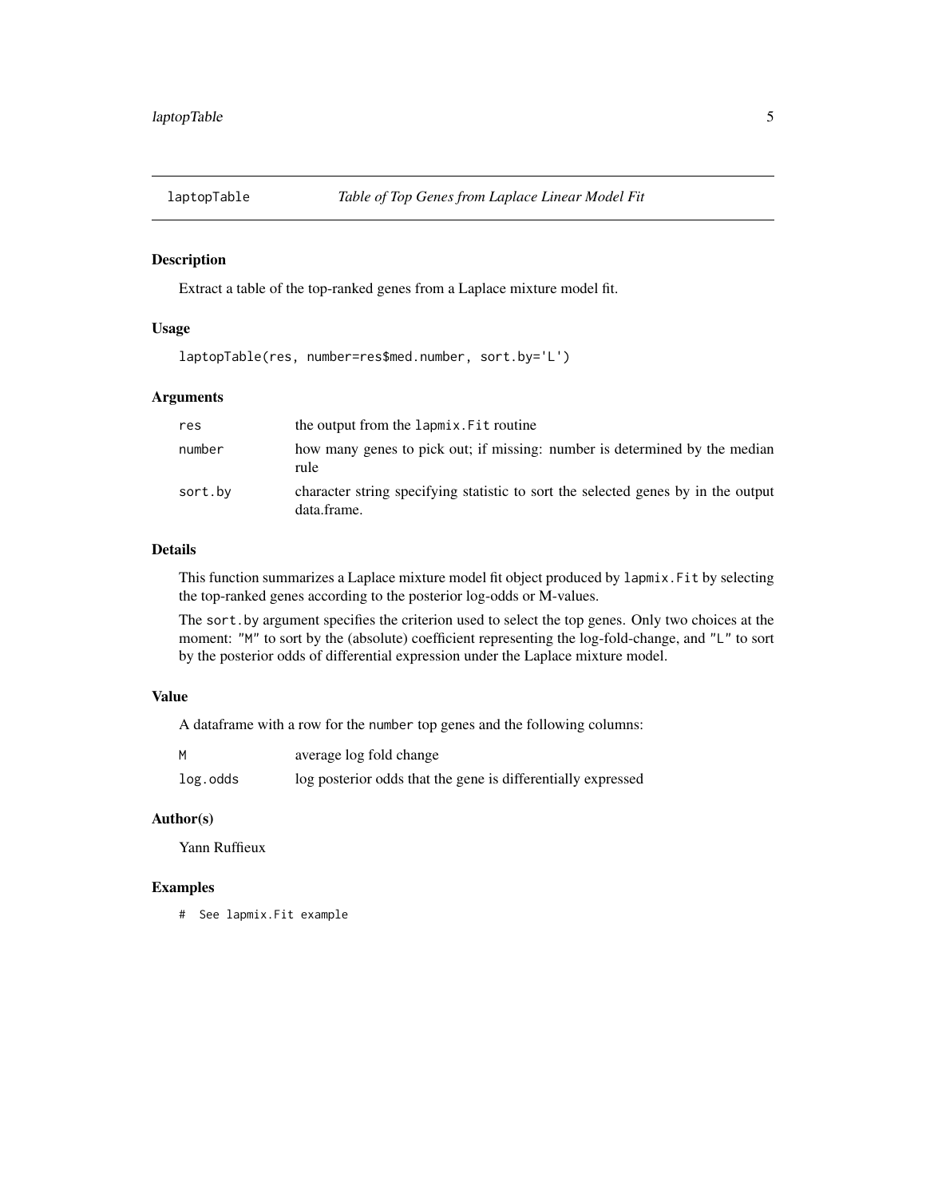# laptopTable — *Table of Top Genes from Laplace Linear Model Fit*

## Description

Extract a table of the top-ranked genes from a Laplace mixture model fit.

## Usage

```
laptopTable(res, number=res$med.number, sort.by='L')
```

## Arguments

| | |
|---|---|
| `res` | the output from the `lapmix.Fit` routine |
| `number` | how many genes to pick out; if missing: number is determined by the median rule |
| `sort.by` | character string specifying statistic to sort the selected genes by in the output data.frame. |

## Details

This function summarizes a Laplace mixture model fit object produced by `lapmix.Fit` by selecting the top-ranked genes according to the posterior log-odds or M-values.

The `sort.by` argument specifies the criterion used to select the top genes. Only two choices at the moment: `"M"` to sort by the (absolute) coefficient representing the log-fold-change, and `"L"` to sort by the posterior odds of differential expression under the Laplace mixture model.

## Value

A dataframe with a row for the `number` top genes and the following columns:

| | |
|---|---|
| `M` | average log fold change |
| `log.odds` | log posterior odds that the gene is differentially expressed |

## Author(s)

Yann Ruffieux

## Examples

```
#  See lapmix.Fit example
```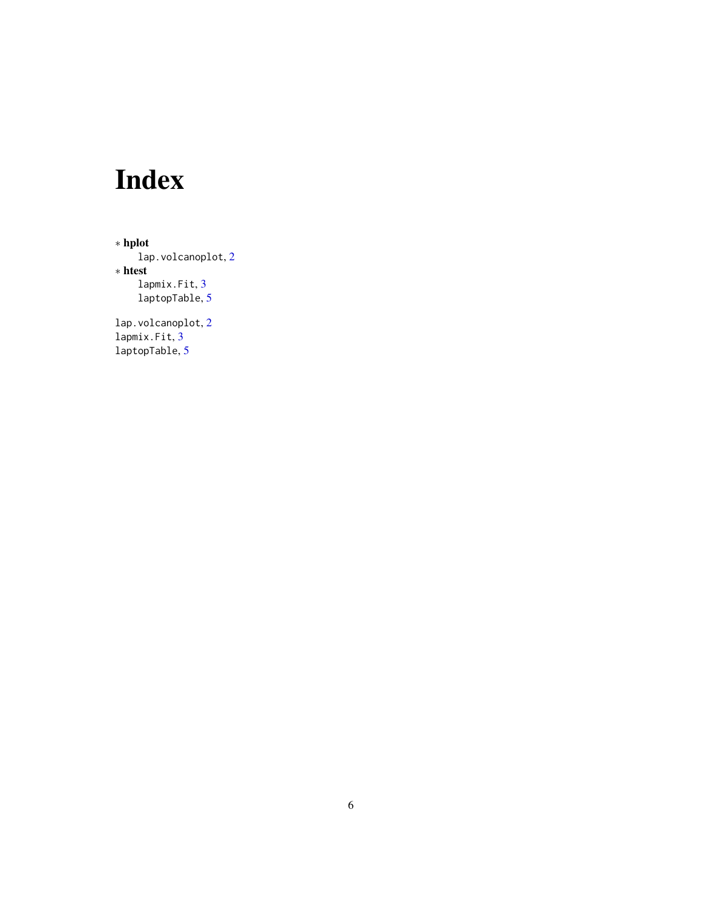# Index

∗ **hplot**

    lap.volcanoplot, 2

∗ **htest**

    lapmix.Fit, 3
    laptopTable, 5

lap.volcanoplot, 2
lapmix.Fit, 3
laptopTable, 5